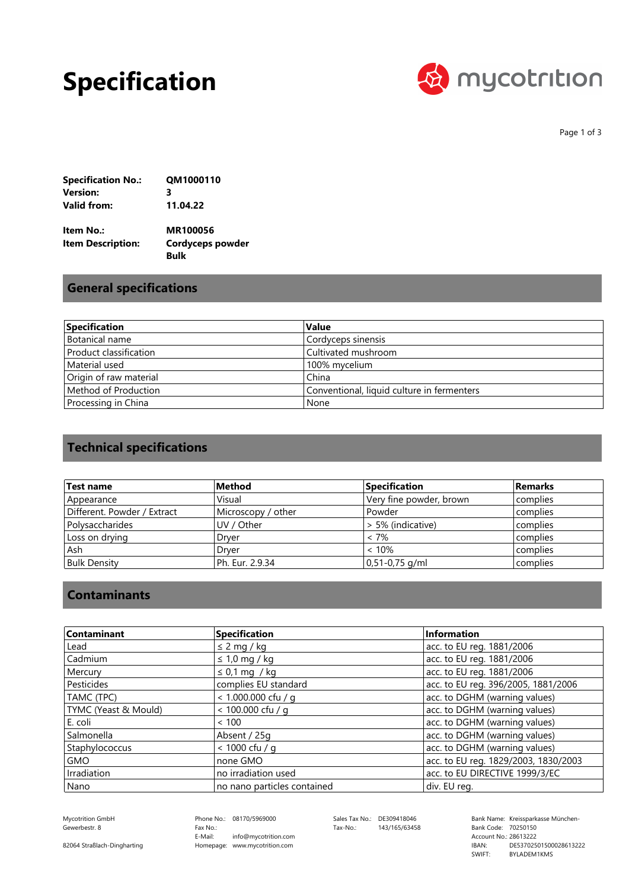# Specification

**Specification No.:** QM1000110
**Version:** 3
**Valid from:** 11.04.22

**Item No.:** MR100056
**Item Description:** Cordyceps powder Bulk

## General specifications

| Specification | Value |
|---|---|
| Botanical name | Cordyceps sinensis |
| Product classification | Cultivated mushroom |
| Material used | 100% mycelium |
| Origin of raw material | China |
| Method of Production | Conventional, liquid culture in fermenters |
| Processing in China | None |

## Technical specifications

| Test name | Method | Specification | Remarks |
|---|---|---|---|
| Appearance | Visual | Very fine powder, brown | complies |
| Different. Powder / Extract | Microscopy / other | Powder | complies |
| Polysaccharides | UV / Other | > 5% (indicative) | complies |
| Loss on drying | Dryer | < 7% | complies |
| Ash | Dryer | < 10% | complies |
| Bulk Density | Ph. Eur. 2.9.34 | 0,51-0,75 g/ml | complies |

## Contaminants

| Contaminant | Specification | Information |
|---|---|---|
| Lead | ≤ 2 mg / kg | acc. to EU reg. 1881/2006 |
| Cadmium | ≤ 1,0 mg / kg | acc. to EU reg. 1881/2006 |
| Mercury | ≤ 0,1 mg / kg | acc. to EU reg. 1881/2006 |
| Pesticides | complies EU standard | acc. to EU reg. 396/2005, 1881/2006 |
| TAMC (TPC) | < 1.000.000 cfu / g | acc. to DGHM (warning values) |
| TYMC (Yeast & Mould) | < 100.000 cfu / g | acc. to DGHM (warning values) |
| E. coli | < 100 | acc. to DGHM (warning values) |
| Salmonella | Absent / 25g | acc. to DGHM (warning values) |
| Staphylococcus | < 1000 cfu / g | acc. to DGHM (warning values) |
| GMO | none GMO | acc. to EU reg. 1829/2003, 1830/2003 |
| Irradiation | no irradiation used | acc. to EU DIRECTIVE 1999/3/EC |
| Nano | no nano particles contained | div. EU reg. |

Mycotrition GmbH
Gewerbestr. 8
82064 Straßlach-Dingharting

Phone No.: 08170/5969000
Fax No.:
E-Mail: info@mycotrition.com
Homepage: www.mycotrition.com

Sales Tax No.: DE309418046
Tax-No.: 143/165/63458

Bank Name: Kreissparkasse München-
Bank Code: 70250150
Account No.: 28613222
IBAN: DE53702501500028613222
SWIFT: BYLADEM1KMS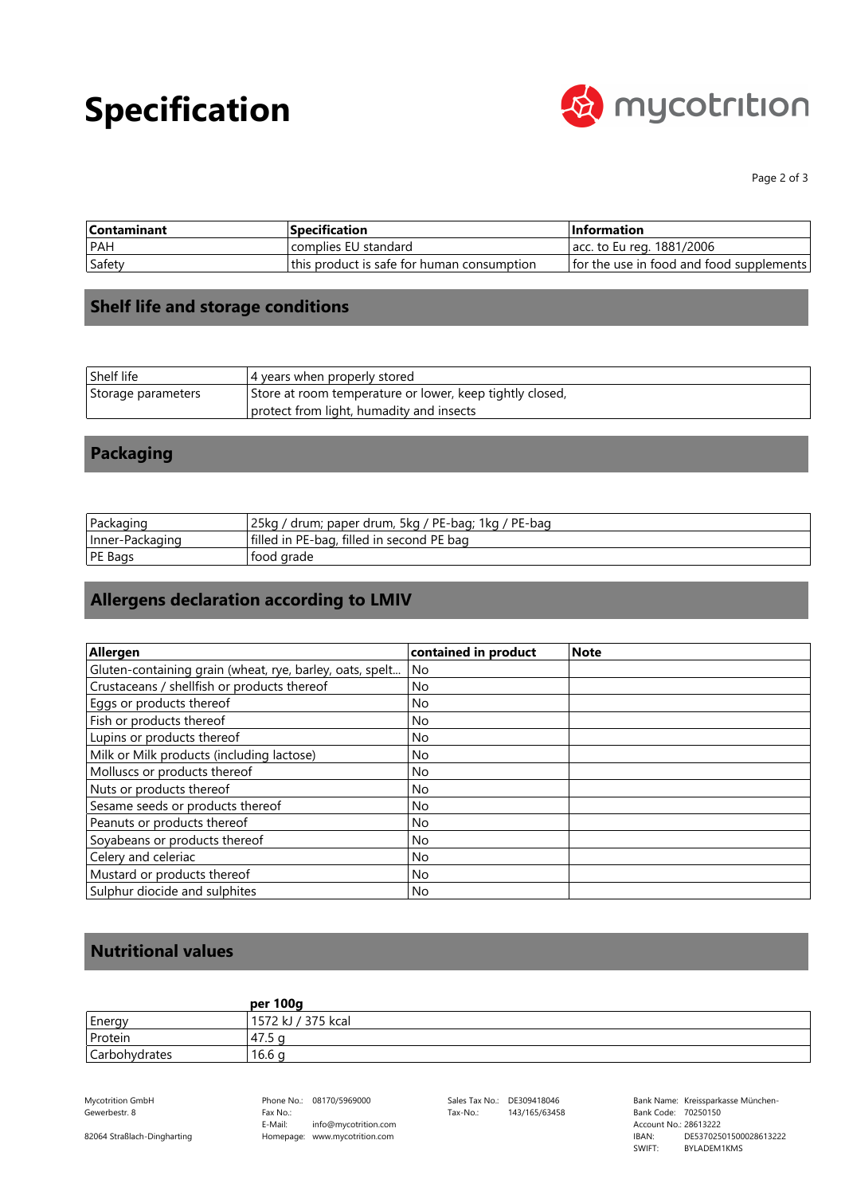# Specification

| Contaminant | Specification | Information |
|---|---|---|
| PAH | complies EU standard | acc. to Eu reg. 1881/2006 |
| Safety | this product is safe for human consumption | for the use in food and food supplements |

## Shelf life and storage conditions

| | |
|---|---|
| Shelf life | 4 years when properly stored |
| Storage parameters | Store at room temperature or lower, keep tightly closed, protect from light, humadity and insects |

## Packaging

| | |
|---|---|
| Packaging | 25kg / drum; paper drum, 5kg / PE-bag; 1kg / PE-bag |
| Inner-Packaging | filled in PE-bag, filled in second PE bag |
| PE Bags | food grade |

## Allergens declaration according to LMIV

| Allergen | contained in product | Note |
|---|---|---|
| Gluten-containing grain (wheat, rye, barley, oats, spelt... | No | |
| Crustaceans / shellfish or products thereof | No | |
| Eggs or products thereof | No | |
| Fish or products thereof | No | |
| Lupins or products thereof | No | |
| Milk or Milk products (including lactose) | No | |
| Molluscs or products thereof | No | |
| Nuts or products thereof | No | |
| Sesame seeds or products thereof | No | |
| Peanuts or products thereof | No | |
| Soyabeans or products thereof | No | |
| Celery and celeriac | No | |
| Mustard or products thereof | No | |
| Sulphur diocide and sulphites | No | |

## Nutritional values

| | per 100g |
|---|---|
| Energy | 1572 kJ / 375 kcal |
| Protein | 47.5 g |
| Carbohydrates | 16.6 g |

Mycotrition GmbH
Gewerbestr. 8

82064 Straßlach-Dingharting

Phone No.: 08170/5969000
Fax No.:
E-Mail: info@mycotrition.com
Homepage: www.mycotrition.com

Sales Tax No.: DE309418046
Tax-No.: 143/165/63458

Bank Name: Kreissparkasse München-
Bank Code: 70250150
Account No.: 28613222
IBAN: DE53702501500028613222
SWIFT: BYLADEM1KMS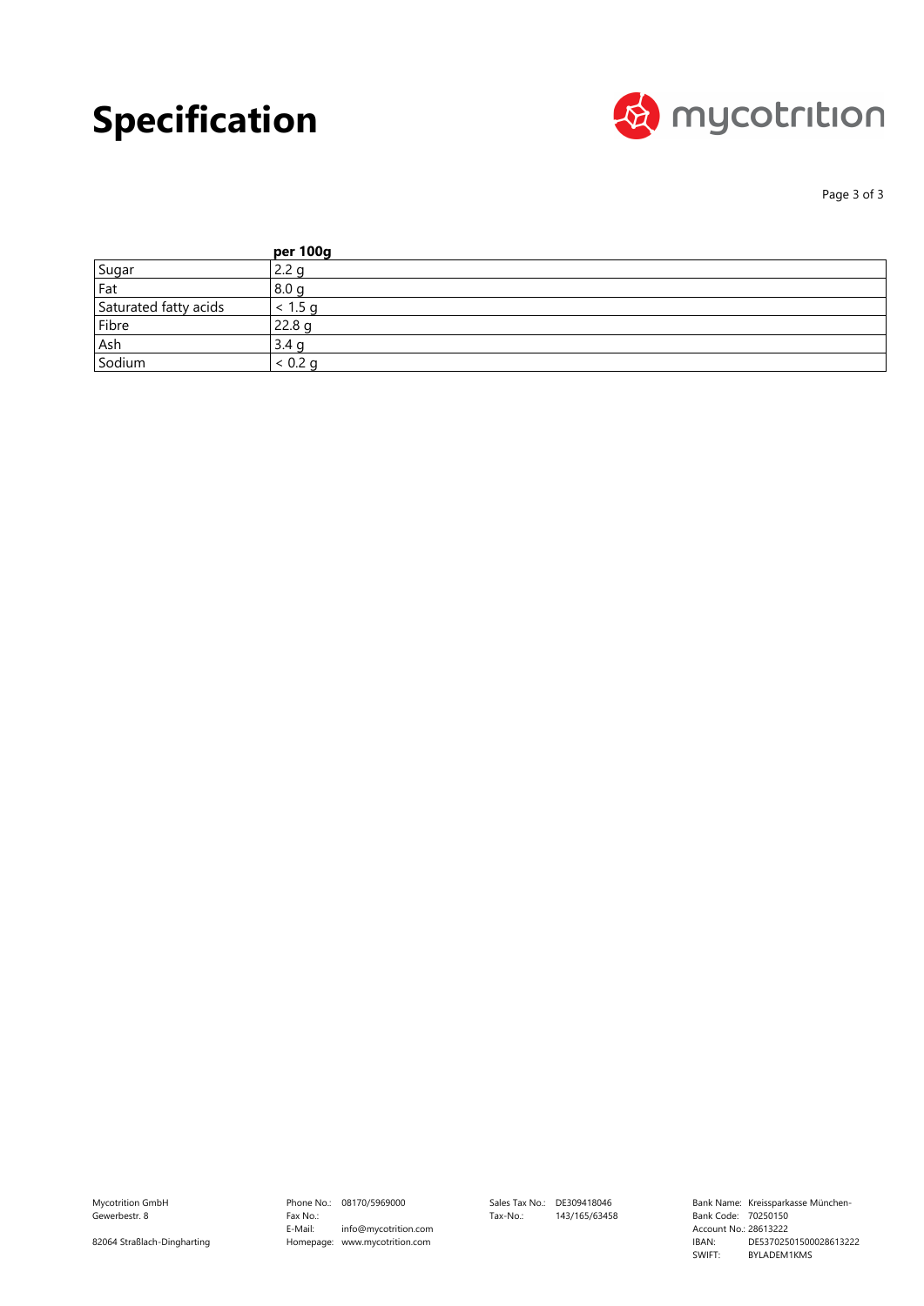| | per 100g |
|---|---|
| Sugar | 2.2 g |
| Fat | 8.0 g |
| Saturated fatty acids | < 1.5 g |
| Fibre | 22.8 g |
| Ash | 3.4 g |
| Sodium | < 0.2 g |